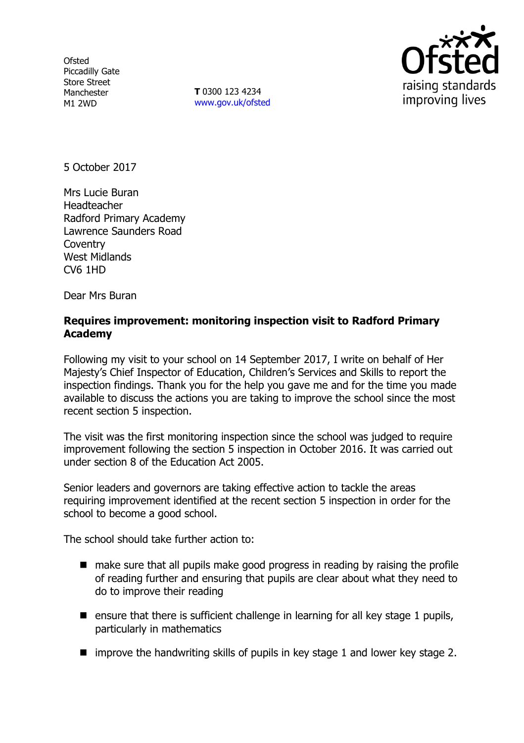Ofsted
Piccadilly Gate
Store Street
Manchester
M1 2WD

**T** 0300 123 4234
www.gov.uk/ofsted

Ofsted
raising standards
improving lives

5 October 2017

Mrs Lucie Buran
Headteacher
Radford Primary Academy
Lawrence Saunders Road
Coventry
West Midlands
CV6 1HD

Dear Mrs Buran

**Requires improvement: monitoring inspection visit to Radford Primary Academy**

Following my visit to your school on 14 September 2017, I write on behalf of Her Majesty's Chief Inspector of Education, Children's Services and Skills to report the inspection findings. Thank you for the help you gave me and for the time you made available to discuss the actions you are taking to improve the school since the most recent section 5 inspection.

The visit was the first monitoring inspection since the school was judged to require improvement following the section 5 inspection in October 2016. It was carried out under section 8 of the Education Act 2005.

Senior leaders and governors are taking effective action to tackle the areas requiring improvement identified at the recent section 5 inspection in order for the school to become a good school.

The school should take further action to:

- make sure that all pupils make good progress in reading by raising the profile of reading further and ensuring that pupils are clear about what they need to do to improve their reading
- ensure that there is sufficient challenge in learning for all key stage 1 pupils, particularly in mathematics
- improve the handwriting skills of pupils in key stage 1 and lower key stage 2.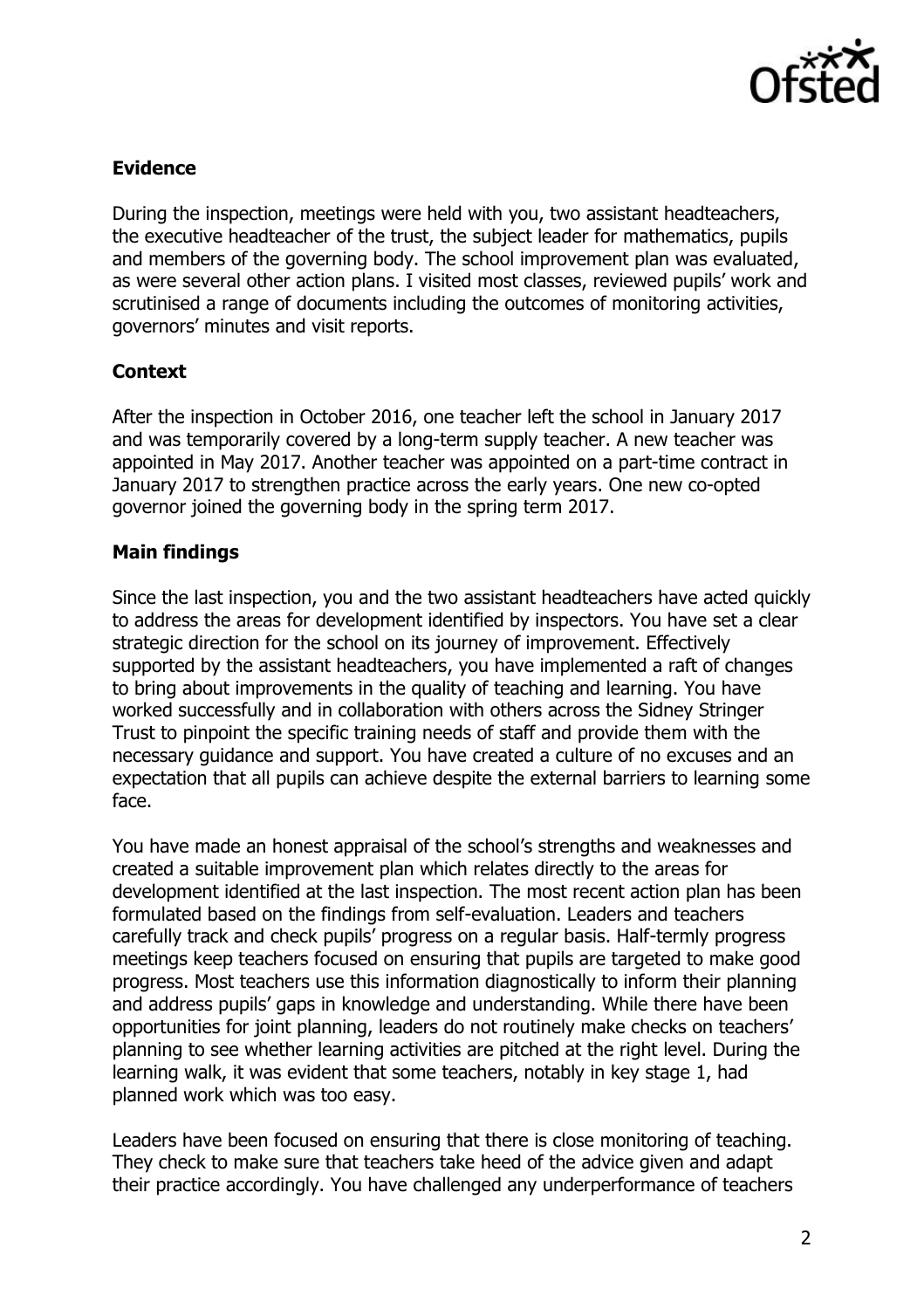### Evidence

During the inspection, meetings were held with you, two assistant headteachers, the executive headteacher of the trust, the subject leader for mathematics, pupils and members of the governing body. The school improvement plan was evaluated, as were several other action plans. I visited most classes, reviewed pupils' work and scrutinised a range of documents including the outcomes of monitoring activities, governors' minutes and visit reports.

### Context

After the inspection in October 2016, one teacher left the school in January 2017 and was temporarily covered by a long-term supply teacher. A new teacher was appointed in May 2017. Another teacher was appointed on a part-time contract in January 2017 to strengthen practice across the early years. One new co-opted governor joined the governing body in the spring term 2017.

### Main findings

Since the last inspection, you and the two assistant headteachers have acted quickly to address the areas for development identified by inspectors. You have set a clear strategic direction for the school on its journey of improvement. Effectively supported by the assistant headteachers, you have implemented a raft of changes to bring about improvements in the quality of teaching and learning. You have worked successfully and in collaboration with others across the Sidney Stringer Trust to pinpoint the specific training needs of staff and provide them with the necessary guidance and support. You have created a culture of no excuses and an expectation that all pupils can achieve despite the external barriers to learning some face.

You have made an honest appraisal of the school's strengths and weaknesses and created a suitable improvement plan which relates directly to the areas for development identified at the last inspection. The most recent action plan has been formulated based on the findings from self-evaluation. Leaders and teachers carefully track and check pupils' progress on a regular basis. Half-termly progress meetings keep teachers focused on ensuring that pupils are targeted to make good progress. Most teachers use this information diagnostically to inform their planning and address pupils' gaps in knowledge and understanding. While there have been opportunities for joint planning, leaders do not routinely make checks on teachers' planning to see whether learning activities are pitched at the right level. During the learning walk, it was evident that some teachers, notably in key stage 1, had planned work which was too easy.

Leaders have been focused on ensuring that there is close monitoring of teaching. They check to make sure that teachers take heed of the advice given and adapt their practice accordingly. You have challenged any underperformance of teachers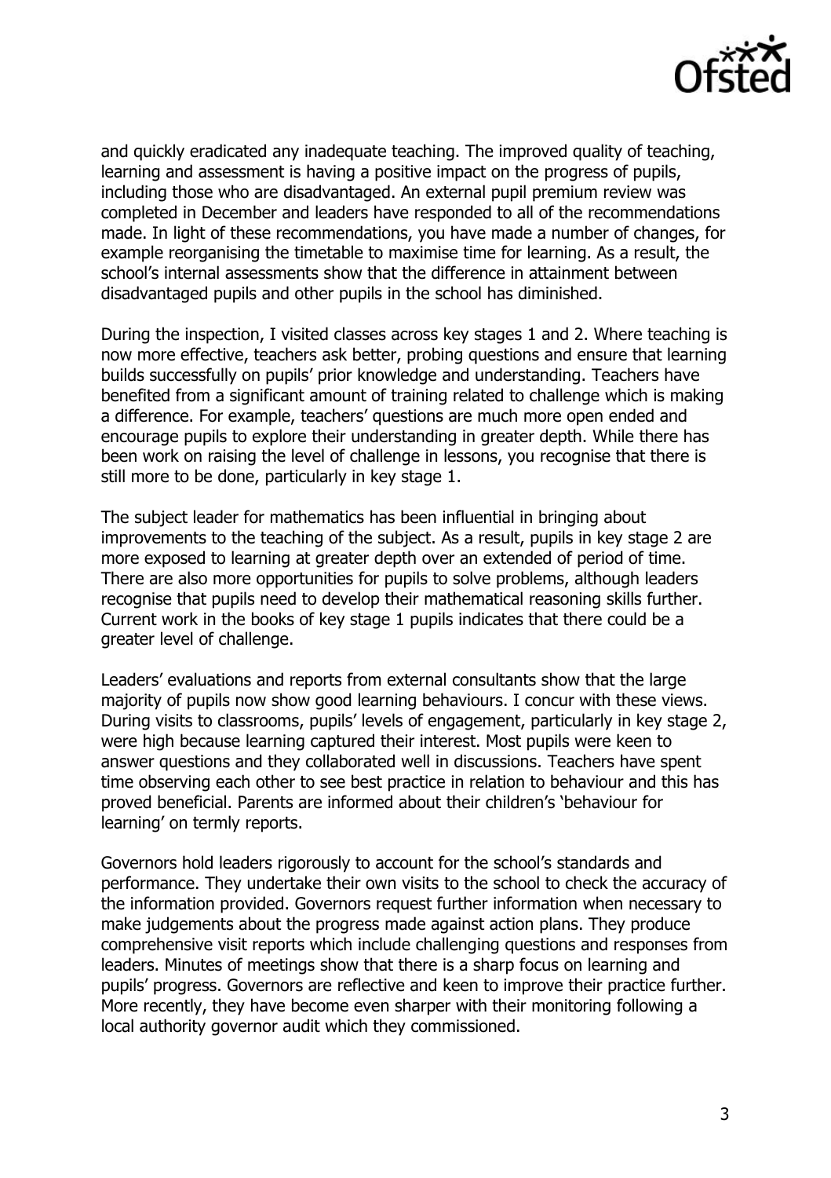and quickly eradicated any inadequate teaching. The improved quality of teaching, learning and assessment is having a positive impact on the progress of pupils, including those who are disadvantaged. An external pupil premium review was completed in December and leaders have responded to all of the recommendations made. In light of these recommendations, you have made a number of changes, for example reorganising the timetable to maximise time for learning. As a result, the school's internal assessments show that the difference in attainment between disadvantaged pupils and other pupils in the school has diminished.

During the inspection, I visited classes across key stages 1 and 2. Where teaching is now more effective, teachers ask better, probing questions and ensure that learning builds successfully on pupils' prior knowledge and understanding. Teachers have benefited from a significant amount of training related to challenge which is making a difference. For example, teachers' questions are much more open ended and encourage pupils to explore their understanding in greater depth. While there has been work on raising the level of challenge in lessons, you recognise that there is still more to be done, particularly in key stage 1.

The subject leader for mathematics has been influential in bringing about improvements to the teaching of the subject. As a result, pupils in key stage 2 are more exposed to learning at greater depth over an extended of period of time. There are also more opportunities for pupils to solve problems, although leaders recognise that pupils need to develop their mathematical reasoning skills further. Current work in the books of key stage 1 pupils indicates that there could be a greater level of challenge.

Leaders' evaluations and reports from external consultants show that the large majority of pupils now show good learning behaviours. I concur with these views. During visits to classrooms, pupils' levels of engagement, particularly in key stage 2, were high because learning captured their interest. Most pupils were keen to answer questions and they collaborated well in discussions. Teachers have spent time observing each other to see best practice in relation to behaviour and this has proved beneficial. Parents are informed about their children's 'behaviour for learning' on termly reports.

Governors hold leaders rigorously to account for the school's standards and performance. They undertake their own visits to the school to check the accuracy of the information provided. Governors request further information when necessary to make judgements about the progress made against action plans. They produce comprehensive visit reports which include challenging questions and responses from leaders. Minutes of meetings show that there is a sharp focus on learning and pupils' progress. Governors are reflective and keen to improve their practice further. More recently, they have become even sharper with their monitoring following a local authority governor audit which they commissioned.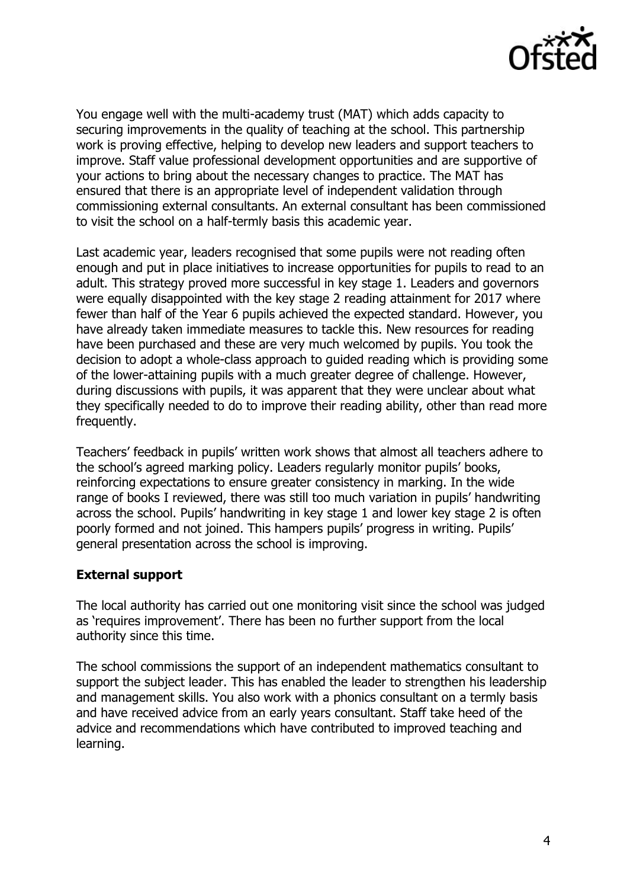You engage well with the multi-academy trust (MAT) which adds capacity to securing improvements in the quality of teaching at the school. This partnership work is proving effective, helping to develop new leaders and support teachers to improve. Staff value professional development opportunities and are supportive of your actions to bring about the necessary changes to practice. The MAT has ensured that there is an appropriate level of independent validation through commissioning external consultants. An external consultant has been commissioned to visit the school on a half-termly basis this academic year.

Last academic year, leaders recognised that some pupils were not reading often enough and put in place initiatives to increase opportunities for pupils to read to an adult. This strategy proved more successful in key stage 1. Leaders and governors were equally disappointed with the key stage 2 reading attainment for 2017 where fewer than half of the Year 6 pupils achieved the expected standard. However, you have already taken immediate measures to tackle this. New resources for reading have been purchased and these are very much welcomed by pupils. You took the decision to adopt a whole-class approach to guided reading which is providing some of the lower-attaining pupils with a much greater degree of challenge. However, during discussions with pupils, it was apparent that they were unclear about what they specifically needed to do to improve their reading ability, other than read more frequently.

Teachers' feedback in pupils' written work shows that almost all teachers adhere to the school's agreed marking policy. Leaders regularly monitor pupils' books, reinforcing expectations to ensure greater consistency in marking. In the wide range of books I reviewed, there was still too much variation in pupils' handwriting across the school. Pupils' handwriting in key stage 1 and lower key stage 2 is often poorly formed and not joined. This hampers pupils' progress in writing. Pupils' general presentation across the school is improving.

## External support

The local authority has carried out one monitoring visit since the school was judged as 'requires improvement'. There has been no further support from the local authority since this time.

The school commissions the support of an independent mathematics consultant to support the subject leader. This has enabled the leader to strengthen his leadership and management skills. You also work with a phonics consultant on a termly basis and have received advice from an early years consultant. Staff take heed of the advice and recommendations which have contributed to improved teaching and learning.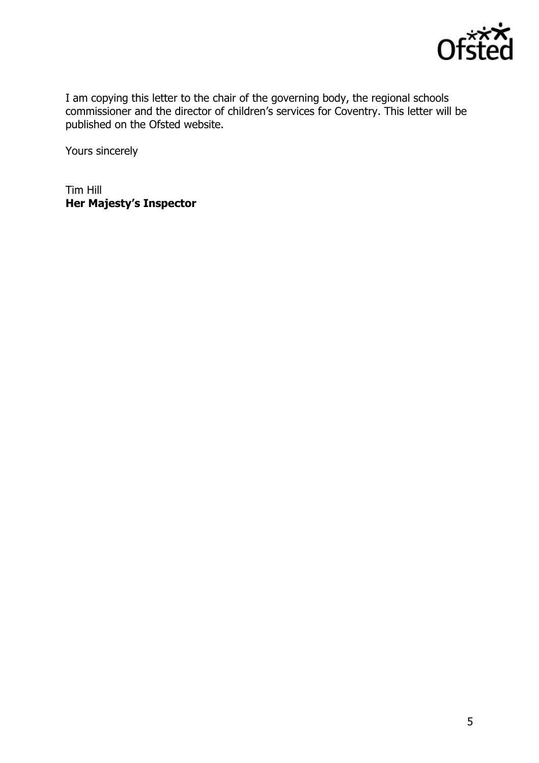I am copying this letter to the chair of the governing body, the regional schools commissioner and the director of children's services for Coventry. This letter will be published on the Ofsted website.

Yours sincerely

Tim Hill
**Her Majesty's Inspector**